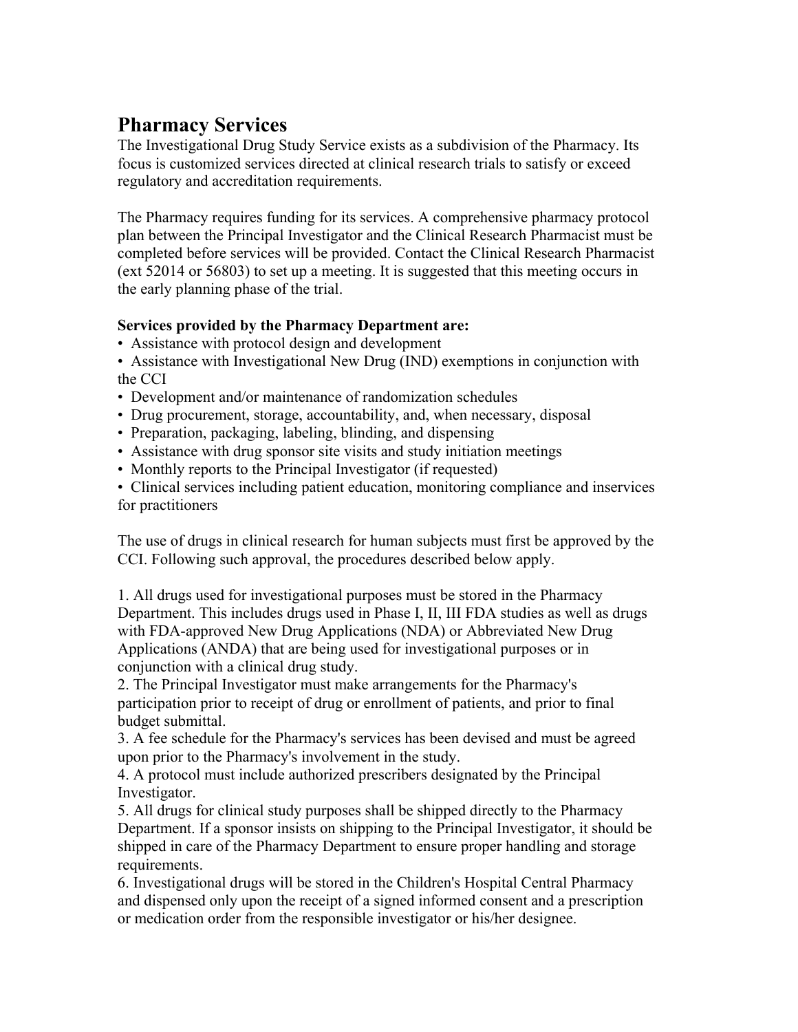# Pharmacy Services

The Investigational Drug Study Service exists as a subdivision of the Pharmacy. Its focus is customized services directed at clinical research trials to satisfy or exceed regulatory and accreditation requirements.

The Pharmacy requires funding for its services. A comprehensive pharmacy protocol plan between the Principal Investigator and the Clinical Research Pharmacist must be completed before services will be provided. Contact the Clinical Research Pharmacist (ext 52014 or 56803) to set up a meeting. It is suggested that this meeting occurs in the early planning phase of the trial.

**Services provided by the Pharmacy Department are:**

- Assistance with protocol design and development
- Assistance with Investigational New Drug (IND) exemptions in conjunction with the CCI
- Development and/or maintenance of randomization schedules
- Drug procurement, storage, accountability, and, when necessary, disposal
- Preparation, packaging, labeling, blinding, and dispensing
- Assistance with drug sponsor site visits and study initiation meetings
- Monthly reports to the Principal Investigator (if requested)
- Clinical services including patient education, monitoring compliance and inservices for practitioners

The use of drugs in clinical research for human subjects must first be approved by the CCI. Following such approval, the procedures described below apply.

1. All drugs used for investigational purposes must be stored in the Pharmacy Department. This includes drugs used in Phase I, II, III FDA studies as well as drugs with FDA-approved New Drug Applications (NDA) or Abbreviated New Drug Applications (ANDA) that are being used for investigational purposes or in conjunction with a clinical drug study.
2. The Principal Investigator must make arrangements for the Pharmacy's participation prior to receipt of drug or enrollment of patients, and prior to final budget submittal.
3. A fee schedule for the Pharmacy's services has been devised and must be agreed upon prior to the Pharmacy's involvement in the study.
4. A protocol must include authorized prescribers designated by the Principal Investigator.
5. All drugs for clinical study purposes shall be shipped directly to the Pharmacy Department. If a sponsor insists on shipping to the Principal Investigator, it should be shipped in care of the Pharmacy Department to ensure proper handling and storage requirements.
6. Investigational drugs will be stored in the Children's Hospital Central Pharmacy and dispensed only upon the receipt of a signed informed consent and a prescription or medication order from the responsible investigator or his/her designee.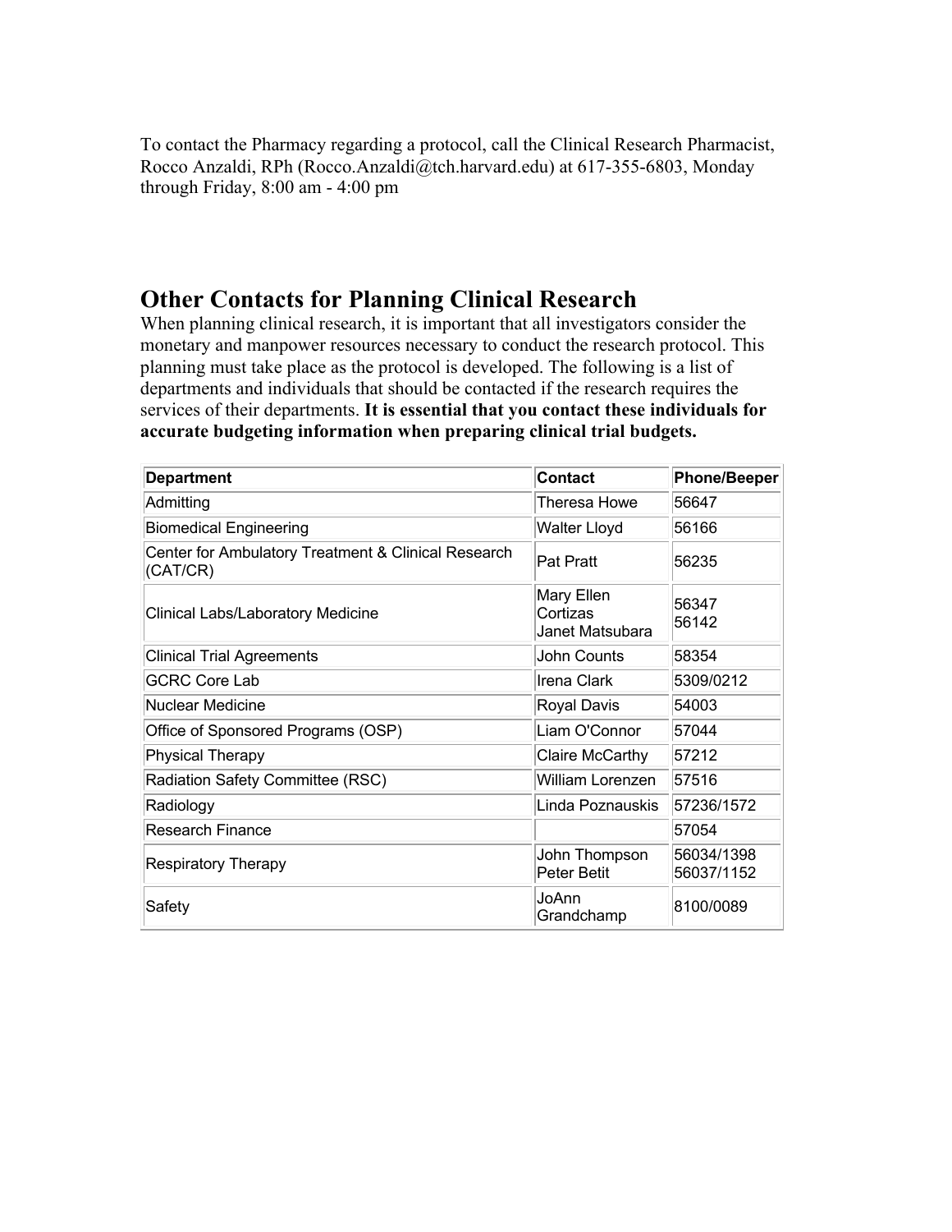To contact the Pharmacy regarding a protocol, call the Clinical Research Pharmacist, Rocco Anzaldi, RPh (Rocco.Anzaldi@tch.harvard.edu) at 617-355-6803, Monday through Friday, 8:00 am - 4:00 pm

## Other Contacts for Planning Clinical Research

When planning clinical research, it is important that all investigators consider the monetary and manpower resources necessary to conduct the research protocol. This planning must take place as the protocol is developed. The following is a list of departments and individuals that should be contacted if the research requires the services of their departments. **It is essential that you contact these individuals for accurate budgeting information when preparing clinical trial budgets.**

| Department | Contact | Phone/Beeper |
|---|---|---|
| Admitting | Theresa Howe | 56647 |
| Biomedical Engineering | Walter Lloyd | 56166 |
| Center for Ambulatory Treatment & Clinical Research (CAT/CR) | Pat Pratt | 56235 |
| Clinical Labs/Laboratory Medicine | Mary Ellen Cortizas<br>Janet Matsubara | 56347<br>56142 |
| Clinical Trial Agreements | John Counts | 58354 |
| GCRC Core Lab | Irena Clark | 5309/0212 |
| Nuclear Medicine | Royal Davis | 54003 |
| Office of Sponsored Programs (OSP) | Liam O'Connor | 57044 |
| Physical Therapy | Claire McCarthy | 57212 |
| Radiation Safety Committee (RSC) | William Lorenzen | 57516 |
| Radiology | Linda Poznauskis | 57236/1572 |
| Research Finance | | 57054 |
| Respiratory Therapy | John Thompson<br>Peter Betit | 56034/1398<br>56037/1152 |
| Safety | JoAnn Grandchamp | 8100/0089 |